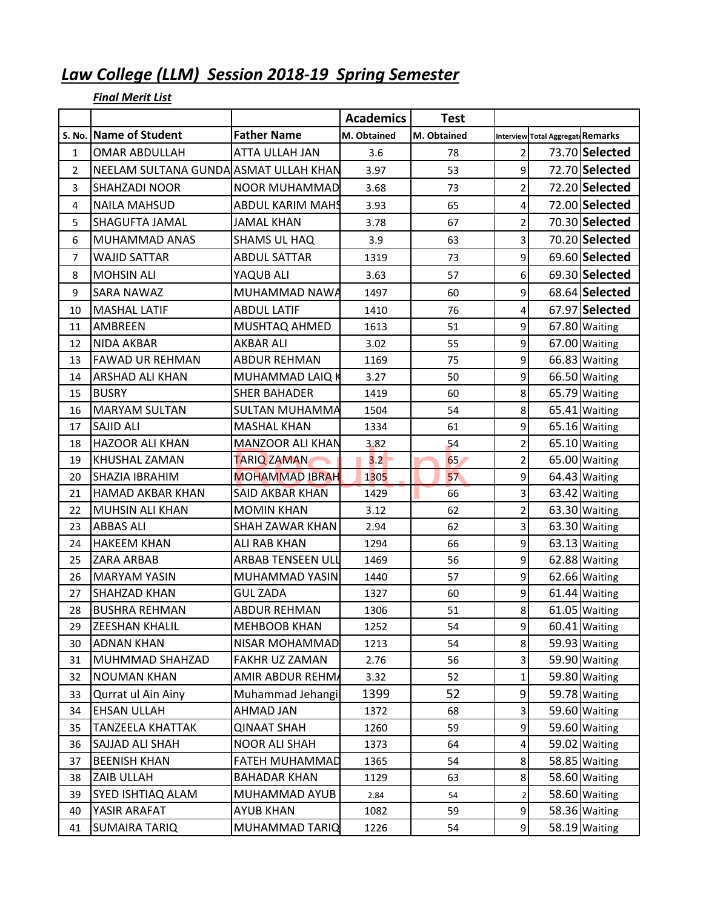# Law College (LLM) Session 2018-19 Spring Semester

**Final Merit List**

| | | | Academics | Test | | | |
|---|---|---|---|---|---|---|---|
| S. No. | Name of Student | Father Name | M. Obtained | M. Obtained | Interview | Total Aggregate | Remarks |
| 1 | OMAR ABDULLAH | ATTA ULLAH JAN | 3.6 | 78 | 2 | 73.70 | **Selected** |
| 2 | NEELAM SULTANA GUNDA | ASMAT ULLAH KHAN | 3.97 | 53 | 9 | 72.70 | **Selected** |
| 3 | SHAHZADI NOOR | NOOR MUHAMMAD | 3.68 | 73 | 2 | 72.20 | **Selected** |
| 4 | NAILA MAHSUD | ABDUL KARIM MAHS | 3.93 | 65 | 4 | 72.00 | **Selected** |
| 5 | SHAGUFTA JAMAL | JAMAL KHAN | 3.78 | 67 | 2 | 70.30 | **Selected** |
| 6 | MUHAMMAD ANAS | SHAMS UL HAQ | 3.9 | 63 | 3 | 70.20 | **Selected** |
| 7 | WAJID SATTAR | ABDUL SATTAR | 1319 | 73 | 9 | 69.60 | **Selected** |
| 8 | MOHSIN ALI | YAQUB ALI | 3.63 | 57 | 6 | 69.30 | **Selected** |
| 9 | SARA NAWAZ | MUHAMMAD NAWA | 1497 | 60 | 9 | 68.64 | **Selected** |
| 10 | MASHAL LATIF | ABDUL LATIF | 1410 | 76 | 4 | 67.97 | **Selected** |
| 11 | AMBREEN | MUSHTAQ AHMED | 1613 | 51 | 9 | 67.80 | Waiting |
| 12 | NIDA AKBAR | AKBAR ALI | 3.02 | 55 | 9 | 67.00 | Waiting |
| 13 | FAWAD UR REHMAN | ABDUR REHMAN | 1169 | 75 | 9 | 66.83 | Waiting |
| 14 | ARSHAD ALI KHAN | MUHAMMAD LAIQ K | 3.27 | 50 | 9 | 66.50 | Waiting |
| 15 | BUSRY | SHER BAHADER | 1419 | 60 | 8 | 65.79 | Waiting |
| 16 | MARYAM SULTAN | SULTAN MUHAMMA | 1504 | 54 | 8 | 65.41 | Waiting |
| 17 | SAJID ALI | MASHAL KHAN | 1334 | 61 | 9 | 65.16 | Waiting |
| 18 | HAZOOR ALI KHAN | MANZOOR ALI KHAN | 3.82 | 54 | 2 | 65.10 | Waiting |
| 19 | KHUSHAL ZAMAN | TARIQ ZAMAN | 3.2 | 65 | 2 | 65.00 | Waiting |
| 20 | SHAZIA IBRAHIM | MOHAMMAD IBRAH | 1305 | 57 | 9 | 64.43 | Waiting |
| 21 | HAMAD AKBAR KHAN | SAID AKBAR KHAN | 1429 | 66 | 3 | 63.42 | Waiting |
| 22 | MUHSIN ALI KHAN | MOMIN KHAN | 3.12 | 62 | 2 | 63.30 | Waiting |
| 23 | ABBAS ALI | SHAH ZAWAR KHAN | 2.94 | 62 | 3 | 63.30 | Waiting |
| 24 | HAKEEM KHAN | ALI RAB KHAN | 1294 | 66 | 9 | 63.13 | Waiting |
| 25 | ZARA ARBAB | ARBAB TENSEEN ULL | 1469 | 56 | 9 | 62.88 | Waiting |
| 26 | MARYAM YASIN | MUHAMMAD YASIN | 1440 | 57 | 9 | 62.66 | Waiting |
| 27 | SHAHZAD KHAN | GUL ZADA | 1327 | 60 | 9 | 61.44 | Waiting |
| 28 | BUSHRA REHMAN | ABDUR REHMAN | 1306 | 51 | 8 | 61.05 | Waiting |
| 29 | ZEESHAN KHALIL | MEHBOOB KHAN | 1252 | 54 | 9 | 60.41 | Waiting |
| 30 | ADNAN KHAN | NISAR MOHAMMAD | 1213 | 54 | 8 | 59.93 | Waiting |
| 31 | MUHMMAD SHAHZAD | FAKHR UZ ZAMAN | 2.76 | 56 | 3 | 59.90 | Waiting |
| 32 | NOUMAN KHAN | AMIR ABDUR REHMA | 3.32 | 52 | 1 | 59.80 | Waiting |
| 33 | Qurrat ul Ain Ainy | Muhammad Jehangi | 1399 | 52 | 9 | 59.78 | Waiting |
| 34 | EHSAN ULLAH | AHMAD JAN | 1372 | 68 | 3 | 59.60 | Waiting |
| 35 | TANZEELA KHATTAK | QINAAT SHAH | 1260 | 59 | 9 | 59.60 | Waiting |
| 36 | SAJJAD ALI SHAH | NOOR ALI SHAH | 1373 | 64 | 4 | 59.02 | Waiting |
| 37 | BEENISH KHAN | FATEH MUHAMMAD | 1365 | 54 | 8 | 58.85 | Waiting |
| 38 | ZAIB ULLAH | BAHADAR KHAN | 1129 | 63 | 8 | 58.60 | Waiting |
| 39 | SYED ISHTIAQ ALAM | MUHAMMAD AYUB | 2.84 | 54 | 2 | 58.60 | Waiting |
| 40 | YASIR ARAFAT | AYUB KHAN | 1082 | 59 | 9 | 58.36 | Waiting |
| 41 | SUMAIRA TARIQ | MUHAMMAD TARIQ | 1226 | 54 | 9 | 58.19 | Waiting |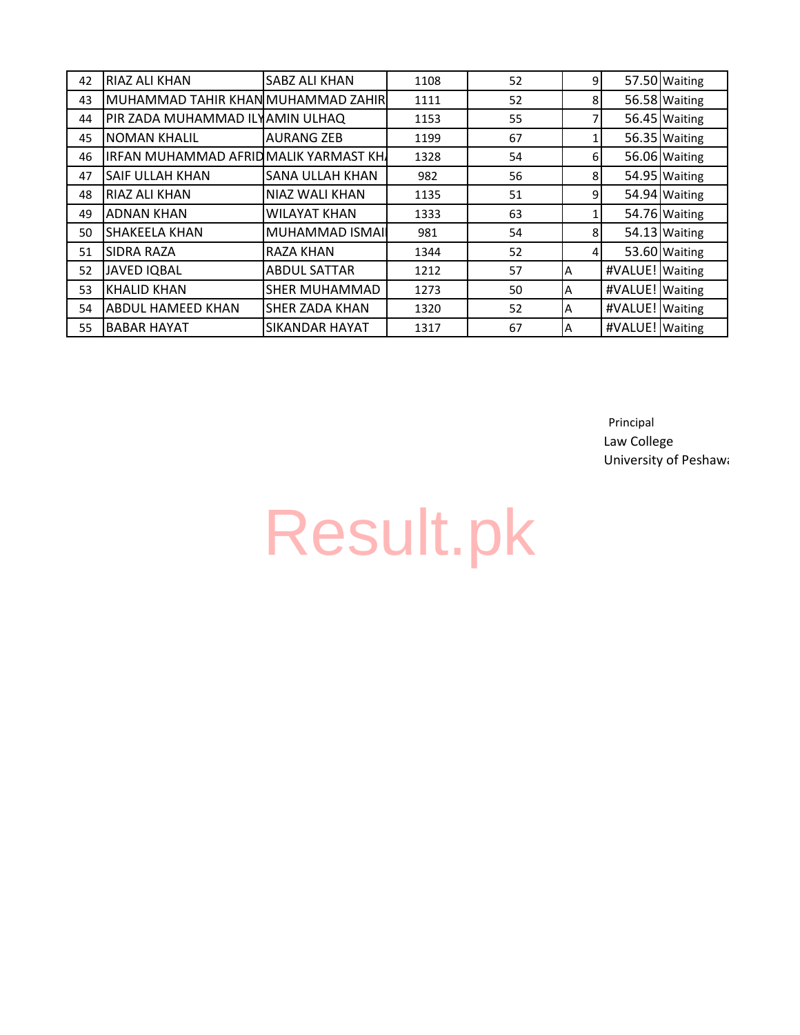| | | | | | | | |
|---|---|---|---|---|---|---|---|
| 42 | RIAZ ALI KHAN | SABZ ALI KHAN | 1108 | 52 | 9 | 57.50 | Waiting |
| 43 | MUHAMMAD TAHIR KHAN | MUHAMMAD ZAHIR | 1111 | 52 | 8 | 56.58 | Waiting |
| 44 | PIR ZADA MUHAMMAD ILY | AMIN ULHAQ | 1153 | 55 | 7 | 56.45 | Waiting |
| 45 | NOMAN KHALIL | AURANG ZEB | 1199 | 67 | 1 | 56.35 | Waiting |
| 46 | IRFAN MUHAMMAD AFRID | MALIK YARMAST KH | 1328 | 54 | 6 | 56.06 | Waiting |
| 47 | SAIF ULLAH KHAN | SANA ULLAH KHAN | 982 | 56 | 8 | 54.95 | Waiting |
| 48 | RIAZ ALI KHAN | NIAZ WALI KHAN | 1135 | 51 | 9 | 54.94 | Waiting |
| 49 | ADNAN KHAN | WILAYAT KHAN | 1333 | 63 | 1 | 54.76 | Waiting |
| 50 | SHAKEELA KHAN | MUHAMMAD ISMAI | 981 | 54 | 8 | 54.13 | Waiting |
| 51 | SIDRA RAZA | RAZA KHAN | 1344 | 52 | 4 | 53.60 | Waiting |
| 52 | JAVED IQBAL | ABDUL SATTAR | 1212 | 57 | A | #VALUE! | Waiting |
| 53 | KHALID KHAN | SHER MUHAMMAD | 1273 | 50 | A | #VALUE! | Waiting |
| 54 | ABDUL HAMEED KHAN | SHER ZADA KHAN | 1320 | 52 | A | #VALUE! | Waiting |
| 55 | BABAR HAYAT | SIKANDAR HAYAT | 1317 | 67 | A | #VALUE! | Waiting |

Principal
Law College
University of Peshawa

Result.pk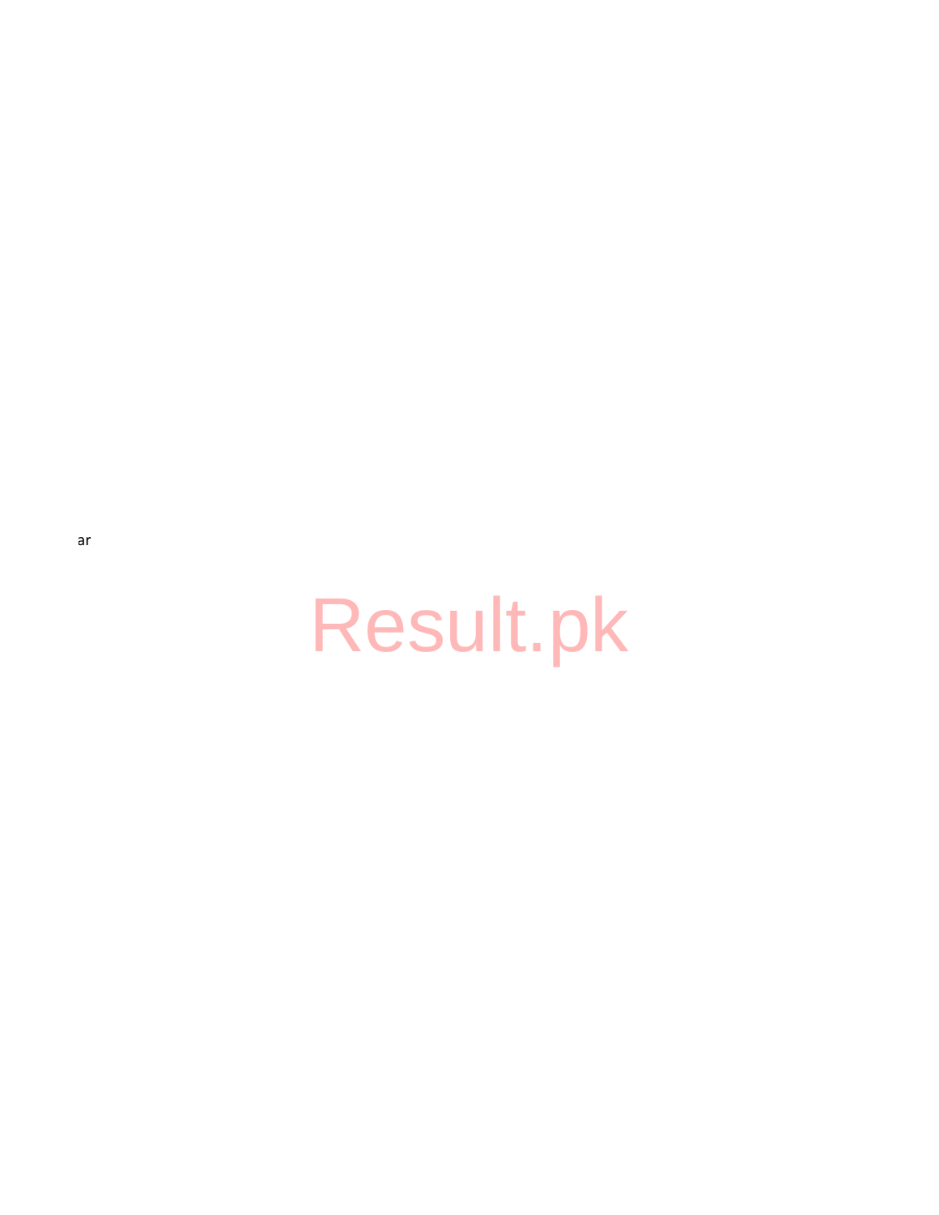ar